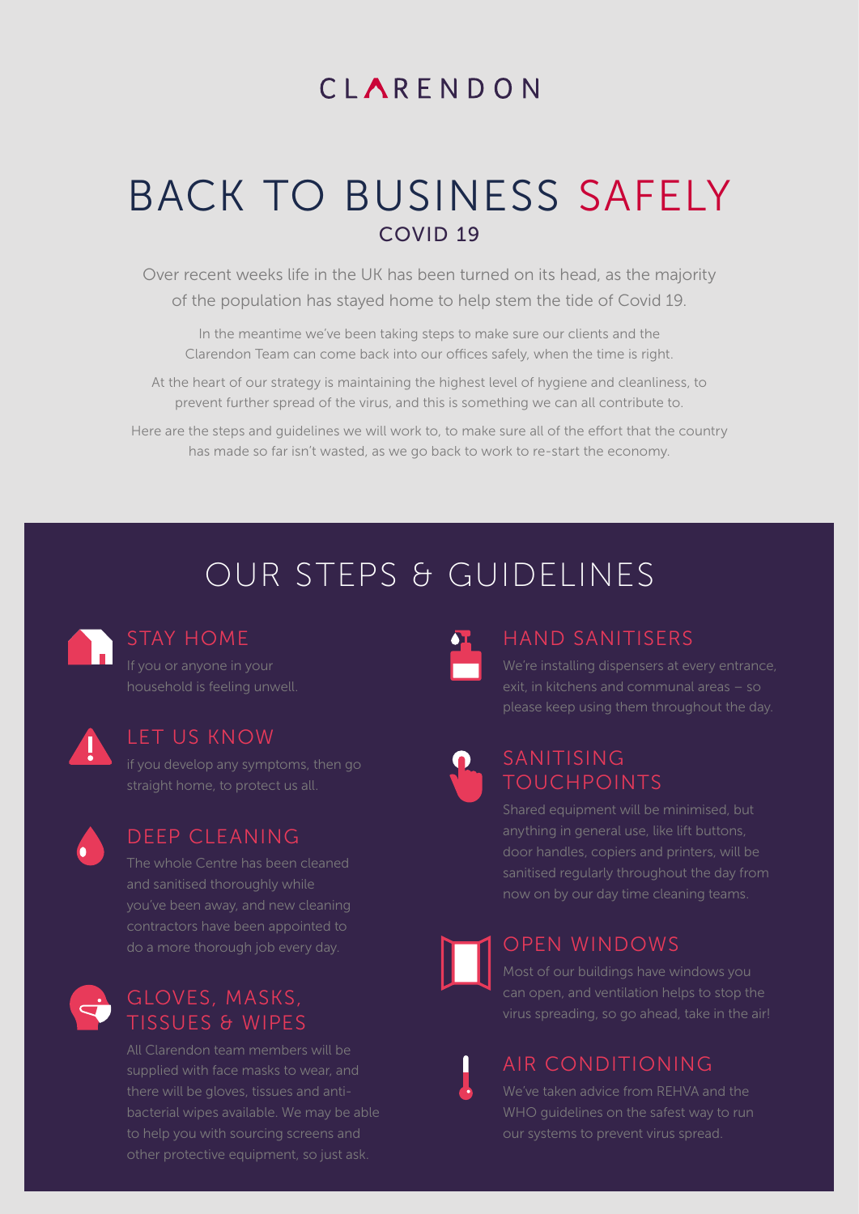CLARENDON

# BACK TO BUSINESS SAFELY

## COVID 19

Over recent weeks life in the UK has been turned on its head, as the majority of the population has stayed home to help stem the tide of Covid 19.

In the meantime we've been taking steps to make sure our clients and the Clarendon Team can come back into our offices safely, when the time is right.

At the heart of our strategy is maintaining the highest level of hygiene and cleanliness, to prevent further spread of the virus, and this is something we can all contribute to.

Here are the steps and guidelines we will work to, to make sure all of the effort that the country has made so far isn't wasted, as we go back to work to re-start the economy.

# OUR STEPS & GUIDELINES

### STAY HOME

If you or anyone in your household is feeling unwell.

### LET US KNOW

if you develop any symptoms, then go straight home, to protect us all.

### DEEP CLEANING

The whole Centre has been cleaned and sanitised thoroughly while you've been away, and new cleaning contractors have been appointed to do a more thorough job every day.

### GLOVES, MASKS, TISSUES & WIPES

All Clarendon team members will be supplied with face masks to wear, and there will be gloves, tissues and anti-bacterial wipes available. We may be able to help you with sourcing screens and other protective equipment, so just ask.

### HAND SANITISERS

We're installing dispensers at every entrance, exit, in kitchens and communal areas – so please keep using them throughout the day.

### SANITISING TOUCHPOINTS

Shared equipment will be minimised, but anything in general use, like lift buttons, door handles, copiers and printers, will be sanitised regularly throughout the day from now on by our day time cleaning teams.

### OPEN WINDOWS

Most of our buildings have windows you can open, and ventilation helps to stop the virus spreading, so go ahead, take in the air!

### AIR CONDITIONING

We've taken advice from REHVA and the WHO guidelines on the safest way to run our systems to prevent virus spread.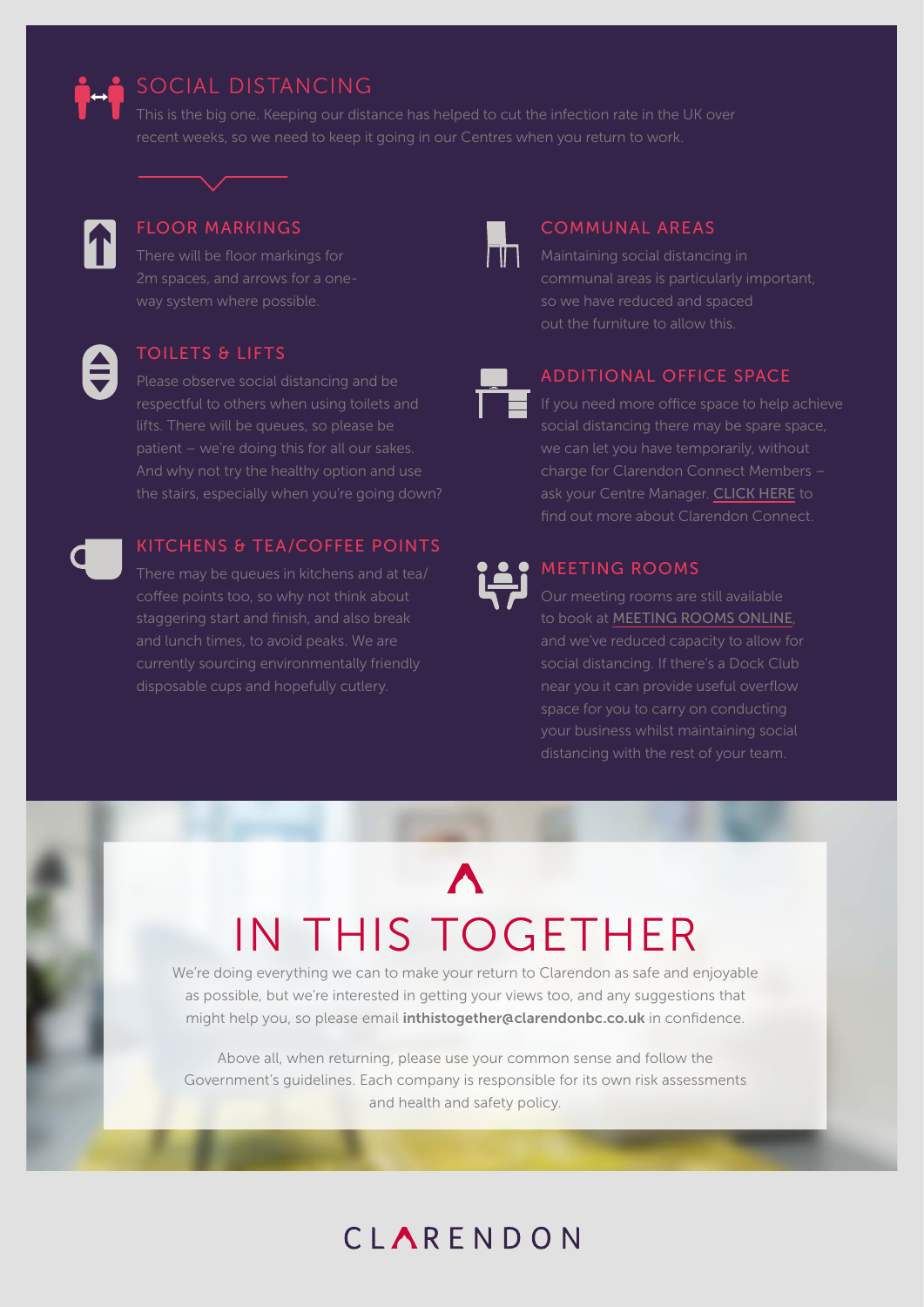## SOCIAL DISTANCING

This is the big one. Keeping our distance has helped to cut the infection rate in the UK over recent weeks, so we need to keep it going in our Centres when you return to work.

### FLOOR MARKINGS

There will be floor markings for 2m spaces, and arrows for a one-way system where possible.

### TOILETS & LIFTS

Please observe social distancing and be respectful to others when using toilets and lifts. There will be queues, so please be patient – we're doing this for all our sakes. And why not try the healthy option and use the stairs, especially when you're going down?

### KITCHENS & TEA/COFFEE POINTS

There may be queues in kitchens and at tea/coffee points too, so why not think about staggering start and finish, and also break and lunch times, to avoid peaks. We are currently sourcing environmentally friendly disposable cups and hopefully cutlery.

### COMMUNAL AREAS

Maintaining social distancing in communal areas is particularly important, so we have reduced and spaced out the furniture to allow this.

### ADDITIONAL OFFICE SPACE

If you need more office space to help achieve social distancing there may be spare space, we can let you have temporarily, without charge for Clarendon Connect Members – ask your Centre Manager. CLICK HERE to find out more about Clarendon Connect.

### MEETING ROOMS

Our meeting rooms are still available to book at MEETING ROOMS ONLINE, and we've reduced capacity to allow for social distancing. If there's a Dock Club near you it can provide useful overflow space for you to carry on conducting your business whilst maintaining social distancing with the rest of your team.

# IN THIS TOGETHER

We're doing everything we can to make your return to Clarendon as safe and enjoyable as possible, but we're interested in getting your views too, and any suggestions that might help you, so please email **inthistogether@clarendonbc.co.uk** in confidence.

Above all, when returning, please use your common sense and follow the Government's guidelines. Each company is responsible for its own risk assessments and health and safety policy.

CLARENDON